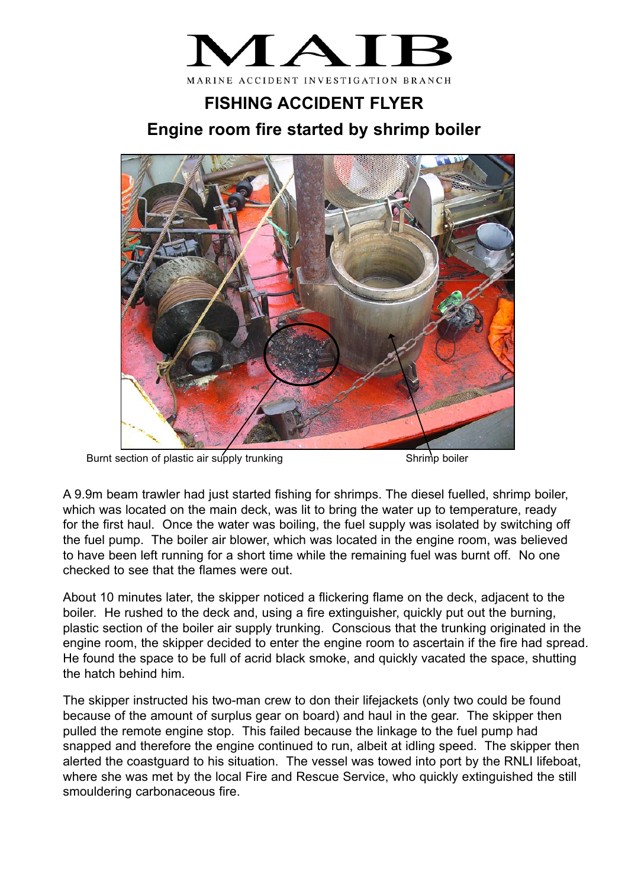# MAIB

MARINE ACCIDENT INVESTIGATION BRANCH

## FISHING ACCIDENT FLYER

## Engine room fire started by shrimp boiler

Burnt section of plastic air supply trunking

Shrimp boiler

A 9.9m beam trawler had just started fishing for shrimps. The diesel fuelled, shrimp boiler, which was located on the main deck, was lit to bring the water up to temperature, ready for the first haul. Once the water was boiling, the fuel supply was isolated by switching off the fuel pump. The boiler air blower, which was located in the engine room, was believed to have been left running for a short time while the remaining fuel was burnt off. No one checked to see that the flames were out.

About 10 minutes later, the skipper noticed a flickering flame on the deck, adjacent to the boiler. He rushed to the deck and, using a fire extinguisher, quickly put out the burning, plastic section of the boiler air supply trunking. Conscious that the trunking originated in the engine room, the skipper decided to enter the engine room to ascertain if the fire had spread. He found the space to be full of acrid black smoke, and quickly vacated the space, shutting the hatch behind him.

The skipper instructed his two-man crew to don their lifejackets (only two could be found because of the amount of surplus gear on board) and haul in the gear. The skipper then pulled the remote engine stop. This failed because the linkage to the fuel pump had snapped and therefore the engine continued to run, albeit at idling speed. The skipper then alerted the coastguard to his situation. The vessel was towed into port by the RNLI lifeboat, where she was met by the local Fire and Rescue Service, who quickly extinguished the still smouldering carbonaceous fire.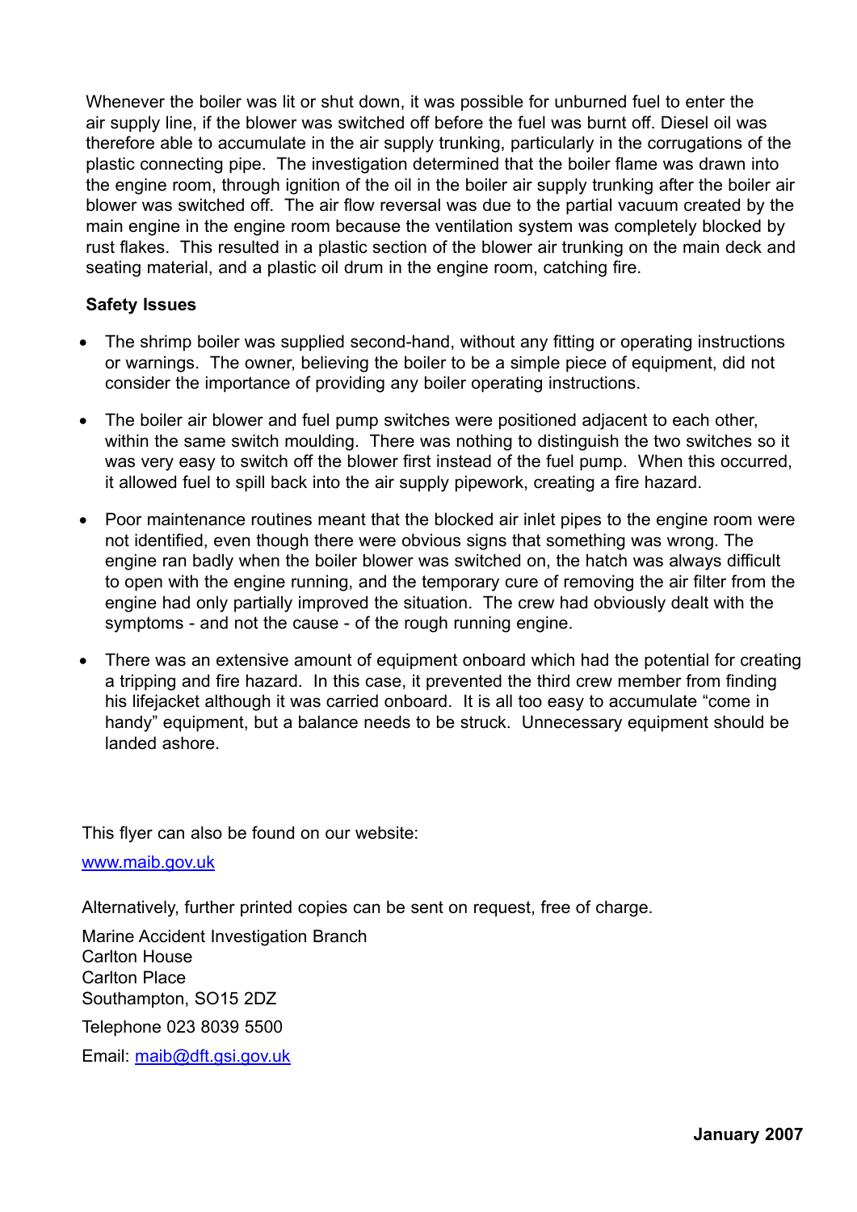Whenever the boiler was lit or shut down, it was possible for unburned fuel to enter the air supply line, if the blower was switched off before the fuel was burnt off. Diesel oil was therefore able to accumulate in the air supply trunking, particularly in the corrugations of the plastic connecting pipe. The investigation determined that the boiler flame was drawn into the engine room, through ignition of the oil in the boiler air supply trunking after the boiler air blower was switched off. The air flow reversal was due to the partial vacuum created by the main engine in the engine room because the ventilation system was completely blocked by rust flakes. This resulted in a plastic section of the blower air trunking on the main deck and seating material, and a plastic oil drum in the engine room, catching fire.

**Safety Issues**

- The shrimp boiler was supplied second-hand, without any fitting or operating instructions or warnings. The owner, believing the boiler to be a simple piece of equipment, did not consider the importance of providing any boiler operating instructions.
- The boiler air blower and fuel pump switches were positioned adjacent to each other, within the same switch moulding. There was nothing to distinguish the two switches so it was very easy to switch off the blower first instead of the fuel pump. When this occurred, it allowed fuel to spill back into the air supply pipework, creating a fire hazard.
- Poor maintenance routines meant that the blocked air inlet pipes to the engine room were not identified, even though there were obvious signs that something was wrong. The engine ran badly when the boiler blower was switched on, the hatch was always difficult to open with the engine running, and the temporary cure of removing the air filter from the engine had only partially improved the situation. The crew had obviously dealt with the symptoms - and not the cause - of the rough running engine.
- There was an extensive amount of equipment onboard which had the potential for creating a tripping and fire hazard. In this case, it prevented the third crew member from finding his lifejacket although it was carried onboard. It is all too easy to accumulate "come in handy" equipment, but a balance needs to be struck. Unnecessary equipment should be landed ashore.

This flyer can also be found on our website:

www.maib.gov.uk

Alternatively, further printed copies can be sent on request, free of charge.

Marine Accident Investigation Branch
Carlton House
Carlton Place
Southampton, SO15 2DZ

Telephone 023 8039 5500

Email: maib@dft.gsi.gov.uk

**January 2007**